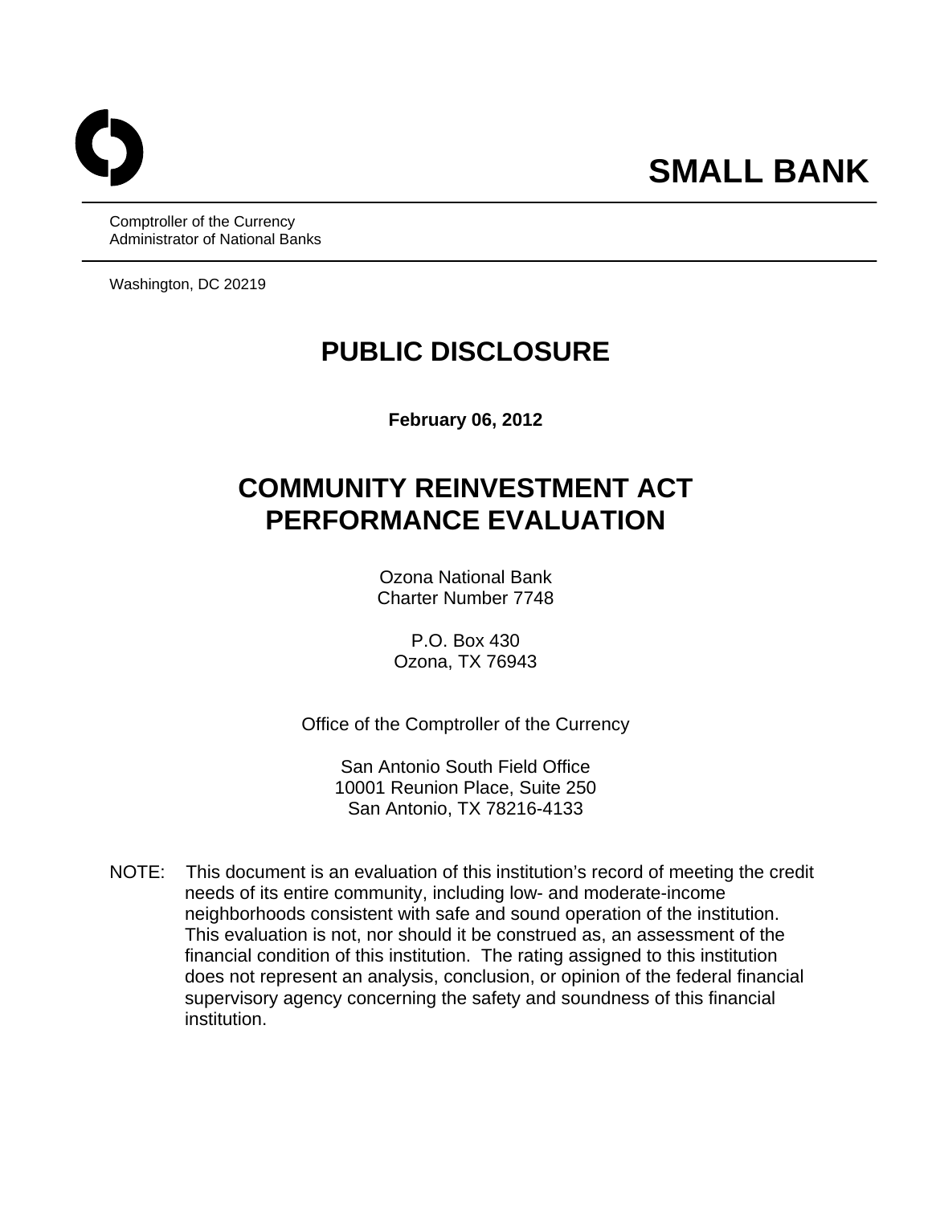**SMALL BANK**

Comptroller of the Currency
Administrator of National Banks

Washington, DC 20219

# PUBLIC DISCLOSURE

**February 06, 2012**

# COMMUNITY REINVESTMENT ACT PERFORMANCE EVALUATION

Ozona National Bank
Charter Number 7748

P.O. Box 430
Ozona, TX 76943

Office of the Comptroller of the Currency

San Antonio South Field Office
10001 Reunion Place, Suite 250
San Antonio, TX 78216-4133

NOTE: This document is an evaluation of this institution's record of meeting the credit needs of its entire community, including low- and moderate-income neighborhoods consistent with safe and sound operation of the institution. This evaluation is not, nor should it be construed as, an assessment of the financial condition of this institution. The rating assigned to this institution does not represent an analysis, conclusion, or opinion of the federal financial supervisory agency concerning the safety and soundness of this financial institution.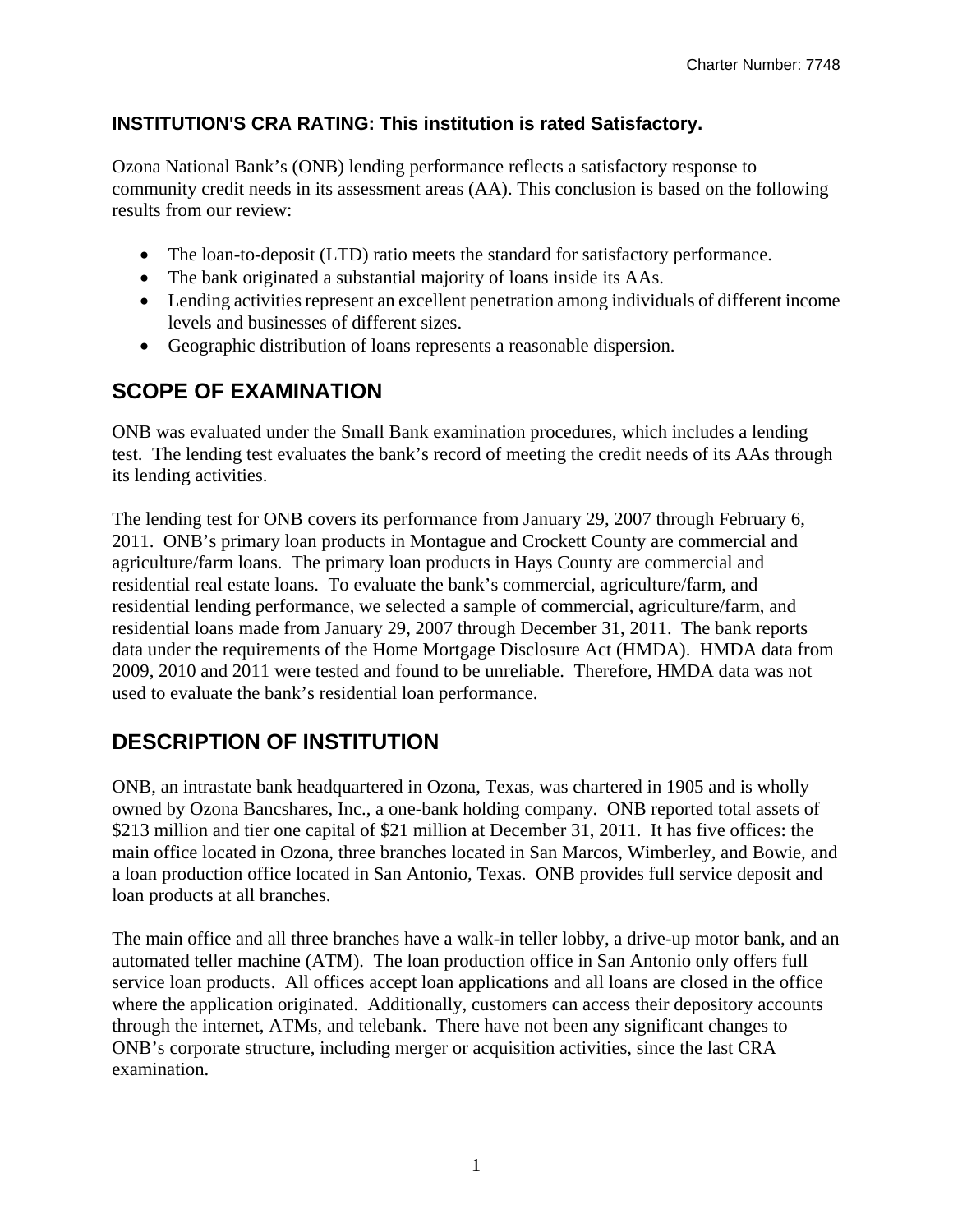**INSTITUTION'S CRA RATING: This institution is rated Satisfactory.**

Ozona National Bank's (ONB) lending performance reflects a satisfactory response to community credit needs in its assessment areas (AA). This conclusion is based on the following results from our review:

- The loan-to-deposit (LTD) ratio meets the standard for satisfactory performance.
- The bank originated a substantial majority of loans inside its AAs.
- Lending activities represent an excellent penetration among individuals of different income levels and businesses of different sizes.
- Geographic distribution of loans represents a reasonable dispersion.

## SCOPE OF EXAMINATION

ONB was evaluated under the Small Bank examination procedures, which includes a lending test. The lending test evaluates the bank's record of meeting the credit needs of its AAs through its lending activities.

The lending test for ONB covers its performance from January 29, 2007 through February 6, 2011. ONB's primary loan products in Montague and Crockett County are commercial and agriculture/farm loans. The primary loan products in Hays County are commercial and residential real estate loans. To evaluate the bank's commercial, agriculture/farm, and residential lending performance, we selected a sample of commercial, agriculture/farm, and residential loans made from January 29, 2007 through December 31, 2011. The bank reports data under the requirements of the Home Mortgage Disclosure Act (HMDA). HMDA data from 2009, 2010 and 2011 were tested and found to be unreliable. Therefore, HMDA data was not used to evaluate the bank's residential loan performance.

## DESCRIPTION OF INSTITUTION

ONB, an intrastate bank headquartered in Ozona, Texas, was chartered in 1905 and is wholly owned by Ozona Bancshares, Inc., a one-bank holding company. ONB reported total assets of $213 million and tier one capital of $21 million at December 31, 2011. It has five offices: the main office located in Ozona, three branches located in San Marcos, Wimberley, and Bowie, and a loan production office located in San Antonio, Texas. ONB provides full service deposit and loan products at all branches.

The main office and all three branches have a walk-in teller lobby, a drive-up motor bank, and an automated teller machine (ATM). The loan production office in San Antonio only offers full service loan products. All offices accept loan applications and all loans are closed in the office where the application originated. Additionally, customers can access their depository accounts through the internet, ATMs, and telebank. There have not been any significant changes to ONB's corporate structure, including merger or acquisition activities, since the last CRA examination.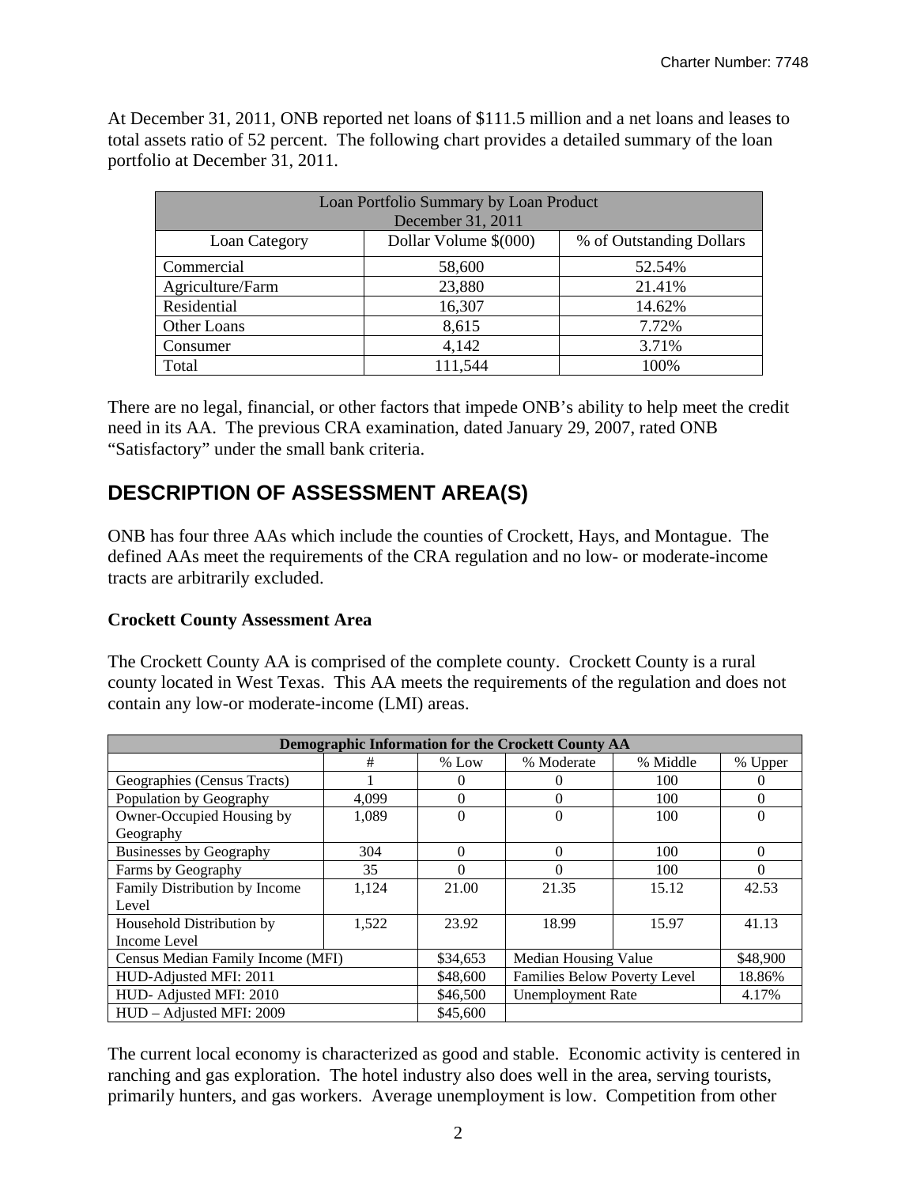At December 31, 2011, ONB reported net loans of $111.5 million and a net loans and leases to total assets ratio of 52 percent. The following chart provides a detailed summary of the loan portfolio at December 31, 2011.

| Loan Portfolio Summary by Loan Product December 31, 2011 | | |
|---|---|---|
| Loan Category | Dollar Volume $(000) | % of Outstanding Dollars |
| Commercial | 58,600 | 52.54% |
| Agriculture/Farm | 23,880 | 21.41% |
| Residential | 16,307 | 14.62% |
| Other Loans | 8,615 | 7.72% |
| Consumer | 4,142 | 3.71% |
| Total | 111,544 | 100% |

There are no legal, financial, or other factors that impede ONB's ability to help meet the credit need in its AA. The previous CRA examination, dated January 29, 2007, rated ONB "Satisfactory" under the small bank criteria.

## DESCRIPTION OF ASSESSMENT AREA(S)

ONB has four three AAs which include the counties of Crockett, Hays, and Montague. The defined AAs meet the requirements of the CRA regulation and no low- or moderate-income tracts are arbitrarily excluded.

**Crockett County Assessment Area**

The Crockett County AA is comprised of the complete county. Crockett County is a rural county located in West Texas. This AA meets the requirements of the regulation and does not contain any low-or moderate-income (LMI) areas.

| Demographic Information for the Crockett County AA | | | | | |
|---|---|---|---|---|---|
| | # | % Low | % Moderate | % Middle | % Upper |
| Geographies (Census Tracts) | 1 | 0 | 0 | 100 | 0 |
| Population by Geography | 4,099 | 0 | 0 | 100 | 0 |
| Owner-Occupied Housing by Geography | 1,089 | 0 | 0 | 100 | 0 |
| Businesses by Geography | 304 | 0 | 0 | 100 | 0 |
| Farms by Geography | 35 | 0 | 0 | 100 | 0 |
| Family Distribution by Income Level | 1,124 | 21.00 | 21.35 | 15.12 | 42.53 |
| Household Distribution by Income Level | 1,522 | 23.92 | 18.99 | 15.97 | 41.13 |
| Census Median Family Income (MFI) | | $34,653 | Median Housing Value | | $48,900 |
| HUD-Adjusted MFI: 2011 | | $48,600 | Families Below Poverty Level | | 18.86% |
| HUD- Adjusted MFI: 2010 | | $46,500 | Unemployment Rate | | 4.17% |
| HUD – Adjusted MFI: 2009 | | $45,600 | | | |

The current local economy is characterized as good and stable. Economic activity is centered in ranching and gas exploration. The hotel industry also does well in the area, serving tourists, primarily hunters, and gas workers. Average unemployment is low. Competition from other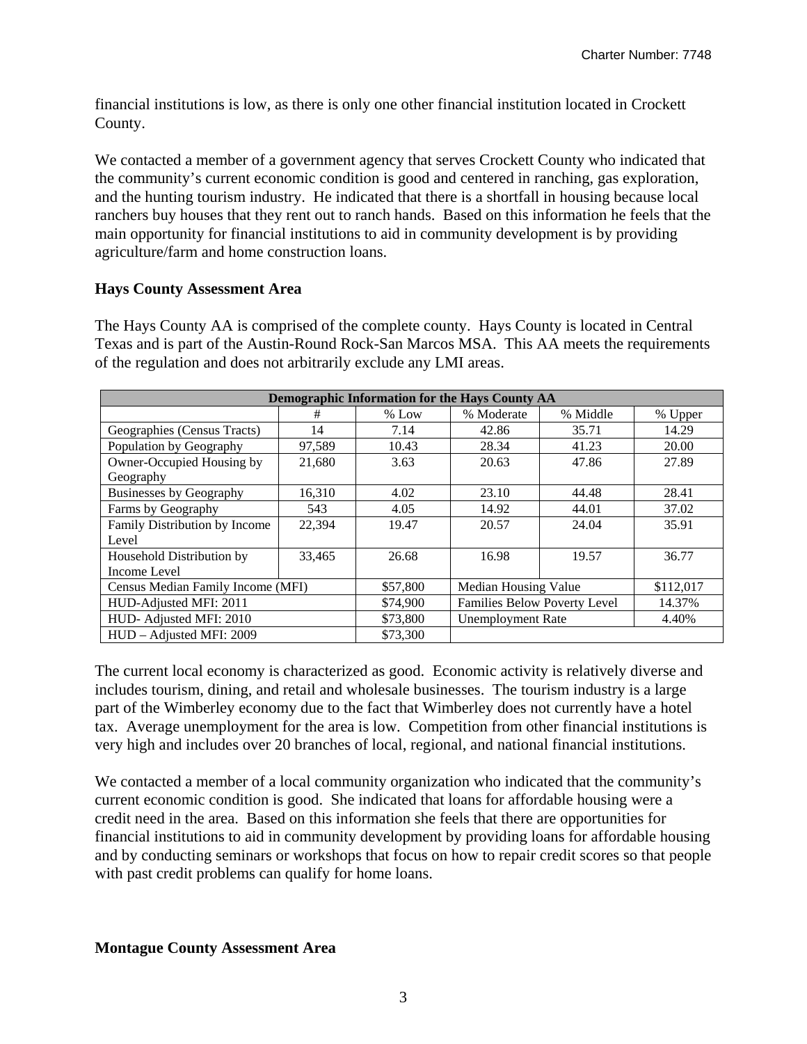financial institutions is low, as there is only one other financial institution located in Crockett County.

We contacted a member of a government agency that serves Crockett County who indicated that the community's current economic condition is good and centered in ranching, gas exploration, and the hunting tourism industry. He indicated that there is a shortfall in housing because local ranchers buy houses that they rent out to ranch hands. Based on this information he feels that the main opportunity for financial institutions to aid in community development is by providing agriculture/farm and home construction loans.

**Hays County Assessment Area**

The Hays County AA is comprised of the complete county. Hays County is located in Central Texas and is part of the Austin-Round Rock-San Marcos MSA. This AA meets the requirements of the regulation and does not arbitrarily exclude any LMI areas.

| Demographic Information for the Hays County AA | | | | | |
|---|---|---|---|---|---|
| | # | % Low | % Moderate | % Middle | % Upper |
| Geographies (Census Tracts) | 14 | 7.14 | 42.86 | 35.71 | 14.29 |
| Population by Geography | 97,589 | 10.43 | 28.34 | 41.23 | 20.00 |
| Owner-Occupied Housing by Geography | 21,680 | 3.63 | 20.63 | 47.86 | 27.89 |
| Businesses by Geography | 16,310 | 4.02 | 23.10 | 44.48 | 28.41 |
| Farms by Geography | 543 | 4.05 | 14.92 | 44.01 | 37.02 |
| Family Distribution by Income Level | 22,394 | 19.47 | 20.57 | 24.04 | 35.91 |
| Household Distribution by Income Level | 33,465 | 26.68 | 16.98 | 19.57 | 36.77 |
| Census Median Family Income (MFI) | | $57,800 | Median Housing Value | | $112,017 |
| HUD-Adjusted MFI: 2011 | | $74,900 | Families Below Poverty Level | | 14.37% |
| HUD- Adjusted MFI: 2010 | | $73,800 | Unemployment Rate | | 4.40% |
| HUD – Adjusted MFI: 2009 | | $73,300 | | | |

The current local economy is characterized as good. Economic activity is relatively diverse and includes tourism, dining, and retail and wholesale businesses. The tourism industry is a large part of the Wimberley economy due to the fact that Wimberley does not currently have a hotel tax. Average unemployment for the area is low. Competition from other financial institutions is very high and includes over 20 branches of local, regional, and national financial institutions.

We contacted a member of a local community organization who indicated that the community's current economic condition is good. She indicated that loans for affordable housing were a credit need in the area. Based on this information she feels that there are opportunities for financial institutions to aid in community development by providing loans for affordable housing and by conducting seminars or workshops that focus on how to repair credit scores so that people with past credit problems can qualify for home loans.

**Montague County Assessment Area**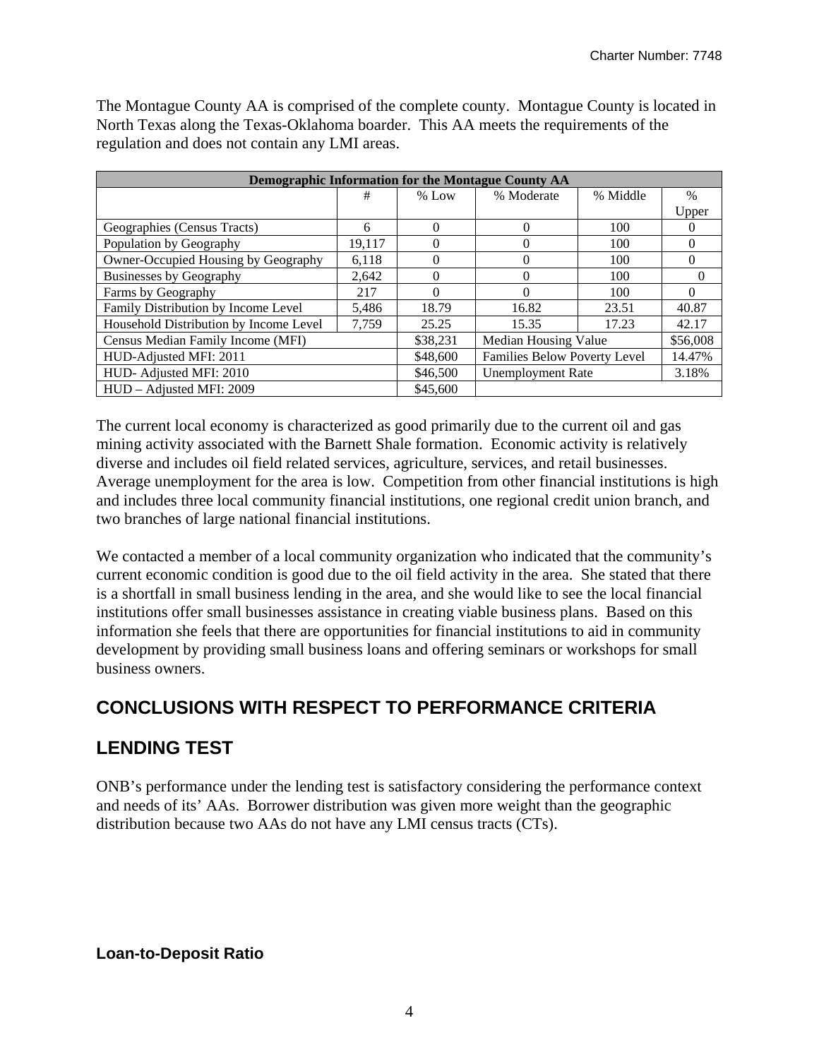The Montague County AA is comprised of the complete county. Montague County is located in North Texas along the Texas-Oklahoma boarder. This AA meets the requirements of the regulation and does not contain any LMI areas.

| Demographic Information for the Montague County AA | | | | | |
|---|---|---|---|---|---|
| | # | % Low | % Moderate | % Middle | % Upper |
| Geographies (Census Tracts) | 6 | 0 | 0 | 100 | 0 |
| Population by Geography | 19,117 | 0 | 0 | 100 | 0 |
| Owner-Occupied Housing by Geography | 6,118 | 0 | 0 | 100 | 0 |
| Businesses by Geography | 2,642 | 0 | 0 | 100 | 0 |
| Farms by Geography | 217 | 0 | 0 | 100 | 0 |
| Family Distribution by Income Level | 5,486 | 18.79 | 16.82 | 23.51 | 40.87 |
| Household Distribution by Income Level | 7,759 | 25.25 | 15.35 | 17.23 | 42.17 |
| Census Median Family Income (MFI) | | $38,231 | Median Housing Value | | $56,008 |
| HUD-Adjusted MFI: 2011 | | $48,600 | Families Below Poverty Level | | 14.47% |
| HUD- Adjusted MFI: 2010 | | $46,500 | Unemployment Rate | | 3.18% |
| HUD – Adjusted MFI: 2009 | | $45,600 | | | |

The current local economy is characterized as good primarily due to the current oil and gas mining activity associated with the Barnett Shale formation. Economic activity is relatively diverse and includes oil field related services, agriculture, services, and retail businesses. Average unemployment for the area is low. Competition from other financial institutions is high and includes three local community financial institutions, one regional credit union branch, and two branches of large national financial institutions.

We contacted a member of a local community organization who indicated that the community's current economic condition is good due to the oil field activity in the area. She stated that there is a shortfall in small business lending in the area, and she would like to see the local financial institutions offer small businesses assistance in creating viable business plans. Based on this information she feels that there are opportunities for financial institutions to aid in community development by providing small business loans and offering seminars or workshops for small business owners.

## CONCLUSIONS WITH RESPECT TO PERFORMANCE CRITERIA

## LENDING TEST

ONB's performance under the lending test is satisfactory considering the performance context and needs of its' AAs. Borrower distribution was given more weight than the geographic distribution because two AAs do not have any LMI census tracts (CTs).

### Loan-to-Deposit Ratio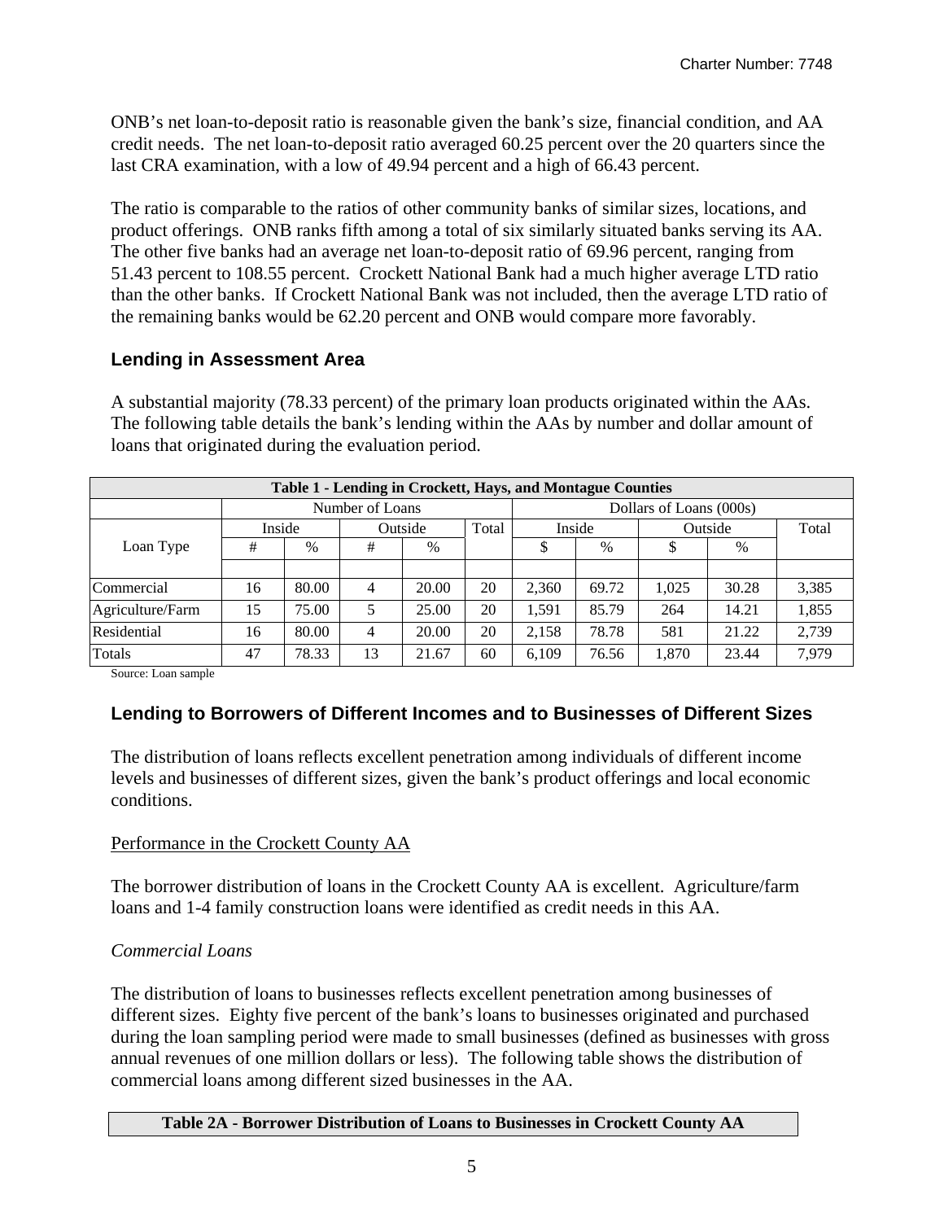ONB's net loan-to-deposit ratio is reasonable given the bank's size, financial condition, and AA credit needs. The net loan-to-deposit ratio averaged 60.25 percent over the 20 quarters since the last CRA examination, with a low of 49.94 percent and a high of 66.43 percent.

The ratio is comparable to the ratios of other community banks of similar sizes, locations, and product offerings. ONB ranks fifth among a total of six similarly situated banks serving its AA. The other five banks had an average net loan-to-deposit ratio of 69.96 percent, ranging from 51.43 percent to 108.55 percent. Crockett National Bank had a much higher average LTD ratio than the other banks. If Crockett National Bank was not included, then the average LTD ratio of the remaining banks would be 62.20 percent and ONB would compare more favorably.

### Lending in Assessment Area

A substantial majority (78.33 percent) of the primary loan products originated within the AAs. The following table details the bank's lending within the AAs by number and dollar amount of loans that originated during the evaluation period.

**Table 1 - Lending in Crockett, Hays, and Montague Counties**

| | Number of Loans | | | | | Dollars of Loans (000s) | | | | |
|---|---|---|---|---|---|---|---|---|---|---|
| | Inside | | Outside | | Total | Inside | | Outside | | Total |
| Loan Type | # | % | # | % | | $ | % | $ | % | |
| Commercial | 16 | 80.00 | 4 | 20.00 | 20 | 2,360 | 69.72 | 1,025 | 30.28 | 3,385 |
| Agriculture/Farm | 15 | 75.00 | 5 | 25.00 | 20 | 1,591 | 85.79 | 264 | 14.21 | 1,855 |
| Residential | 16 | 80.00 | 4 | 20.00 | 20 | 2,158 | 78.78 | 581 | 21.22 | 2,739 |
| Totals | 47 | 78.33 | 13 | 21.67 | 60 | 6,109 | 76.56 | 1,870 | 23.44 | 7,979 |

Source: Loan sample

### Lending to Borrowers of Different Incomes and to Businesses of Different Sizes

The distribution of loans reflects excellent penetration among individuals of different income levels and businesses of different sizes, given the bank's product offerings and local economic conditions.

Performance in the Crockett County AA

The borrower distribution of loans in the Crockett County AA is excellent. Agriculture/farm loans and 1-4 family construction loans were identified as credit needs in this AA.

*Commercial Loans*

The distribution of loans to businesses reflects excellent penetration among businesses of different sizes. Eighty five percent of the bank's loans to businesses originated and purchased during the loan sampling period were made to small businesses (defined as businesses with gross annual revenues of one million dollars or less). The following table shows the distribution of commercial loans among different sized businesses in the AA.

**Table 2A - Borrower Distribution of Loans to Businesses in Crockett County AA**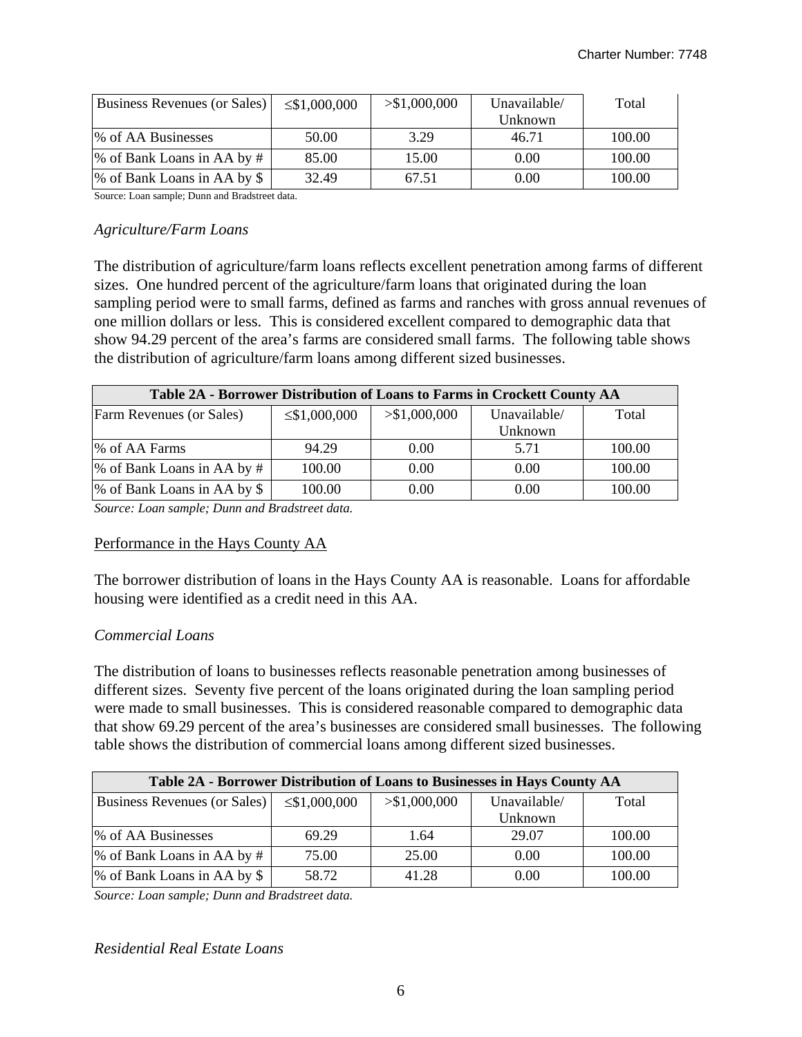| Business Revenues (or Sales) | ≤$1,000,000 | >$1,000,000 | Unavailable/ Unknown | Total |
|---|---|---|---|---|
| % of AA Businesses | 50.00 | 3.29 | 46.71 | 100.00 |
| % of Bank Loans in AA by # | 85.00 | 15.00 | 0.00 | 100.00 |
| % of Bank Loans in AA by $ | 32.49 | 67.51 | 0.00 | 100.00 |

Source: Loan sample; Dunn and Bradstreet data.

*Agriculture/Farm Loans*

The distribution of agriculture/farm loans reflects excellent penetration among farms of different sizes. One hundred percent of the agriculture/farm loans that originated during the loan sampling period were to small farms, defined as farms and ranches with gross annual revenues of one million dollars or less. This is considered excellent compared to demographic data that show 94.29 percent of the area's farms are considered small farms. The following table shows the distribution of agriculture/farm loans among different sized businesses.

| **Table 2A - Borrower Distribution of Loans to Farms in Crockett County AA** | | | | |
|---|---|---|---|---|
| Farm Revenues (or Sales) | ≤$1,000,000 | >$1,000,000 | Unavailable/ Unknown | Total |
| % of AA Farms | 94.29 | 0.00 | 5.71 | 100.00 |
| % of Bank Loans in AA by # | 100.00 | 0.00 | 0.00 | 100.00 |
| % of Bank Loans in AA by $ | 100.00 | 0.00 | 0.00 | 100.00 |

*Source: Loan sample; Dunn and Bradstreet data.*

Performance in the Hays County AA

The borrower distribution of loans in the Hays County AA is reasonable. Loans for affordable housing were identified as a credit need in this AA.

*Commercial Loans*

The distribution of loans to businesses reflects reasonable penetration among businesses of different sizes. Seventy five percent of the loans originated during the loan sampling period were made to small businesses. This is considered reasonable compared to demographic data that show 69.29 percent of the area's businesses are considered small businesses. The following table shows the distribution of commercial loans among different sized businesses.

| **Table 2A - Borrower Distribution of Loans to Businesses in Hays County AA** | | | | |
|---|---|---|---|---|
| Business Revenues (or Sales) | ≤$1,000,000 | >$1,000,000 | Unavailable/ Unknown | Total |
| % of AA Businesses | 69.29 | 1.64 | 29.07 | 100.00 |
| % of Bank Loans in AA by # | 75.00 | 25.00 | 0.00 | 100.00 |
| % of Bank Loans in AA by $ | 58.72 | 41.28 | 0.00 | 100.00 |

*Source: Loan sample; Dunn and Bradstreet data.*

*Residential Real Estate Loans*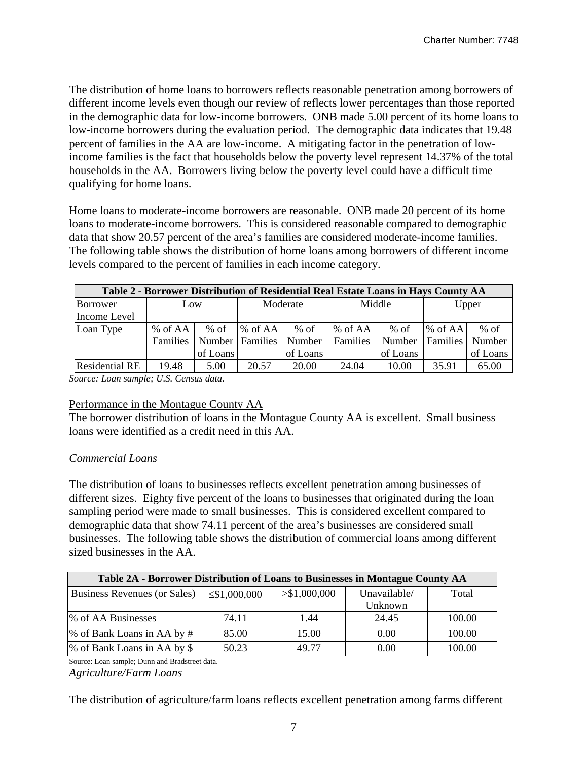The distribution of home loans to borrowers reflects reasonable penetration among borrowers of different income levels even though our review of reflects lower percentages than those reported in the demographic data for low-income borrowers. ONB made 5.00 percent of its home loans to low-income borrowers during the evaluation period. The demographic data indicates that 19.48 percent of families in the AA are low-income. A mitigating factor in the penetration of low-income families is the fact that households below the poverty level represent 14.37% of the total households in the AA. Borrowers living below the poverty level could have a difficult time qualifying for home loans.

Home loans to moderate-income borrowers are reasonable. ONB made 20 percent of its home loans to moderate-income borrowers. This is considered reasonable compared to demographic data that show 20.57 percent of the area's families are considered moderate-income families. The following table shows the distribution of home loans among borrowers of different income levels compared to the percent of families in each income category.

| Table 2 - Borrower Distribution of Residential Real Estate Loans in Hays County AA | | | | | | | | |
|---|---|---|---|---|---|---|---|---|
| Borrower Income Level | Low | | Moderate | | Middle | | Upper | |
| Loan Type | % of AA Families | % of Number of Loans | % of AA Families | % of Number of Loans | % of AA Families | % of Number of Loans | % of AA Families | % of Number of Loans |
| Residential RE | 19.48 | 5.00 | 20.57 | 20.00 | 24.04 | 10.00 | 35.91 | 65.00 |

*Source: Loan sample; U.S. Census data.*

Performance in the Montague County AA

The borrower distribution of loans in the Montague County AA is excellent. Small business loans were identified as a credit need in this AA.

*Commercial Loans*

The distribution of loans to businesses reflects excellent penetration among businesses of different sizes. Eighty five percent of the loans to businesses that originated during the loan sampling period were made to small businesses. This is considered excellent compared to demographic data that show 74.11 percent of the area's businesses are considered small businesses. The following table shows the distribution of commercial loans among different sized businesses in the AA.

| Table 2A - Borrower Distribution of Loans to Businesses in Montague County AA | | | | |
|---|---|---|---|---|
| Business Revenues (or Sales) | ≤$1,000,000 | >$1,000,000 | Unavailable/ Unknown | Total |
| % of AA Businesses | 74.11 | 1.44 | 24.45 | 100.00 |
| % of Bank Loans in AA by # | 85.00 | 15.00 | 0.00 | 100.00 |
| % of Bank Loans in AA by $ | 50.23 | 49.77 | 0.00 | 100.00 |

Source: Loan sample; Dunn and Bradstreet data.

*Agriculture/Farm Loans*

The distribution of agriculture/farm loans reflects excellent penetration among farms different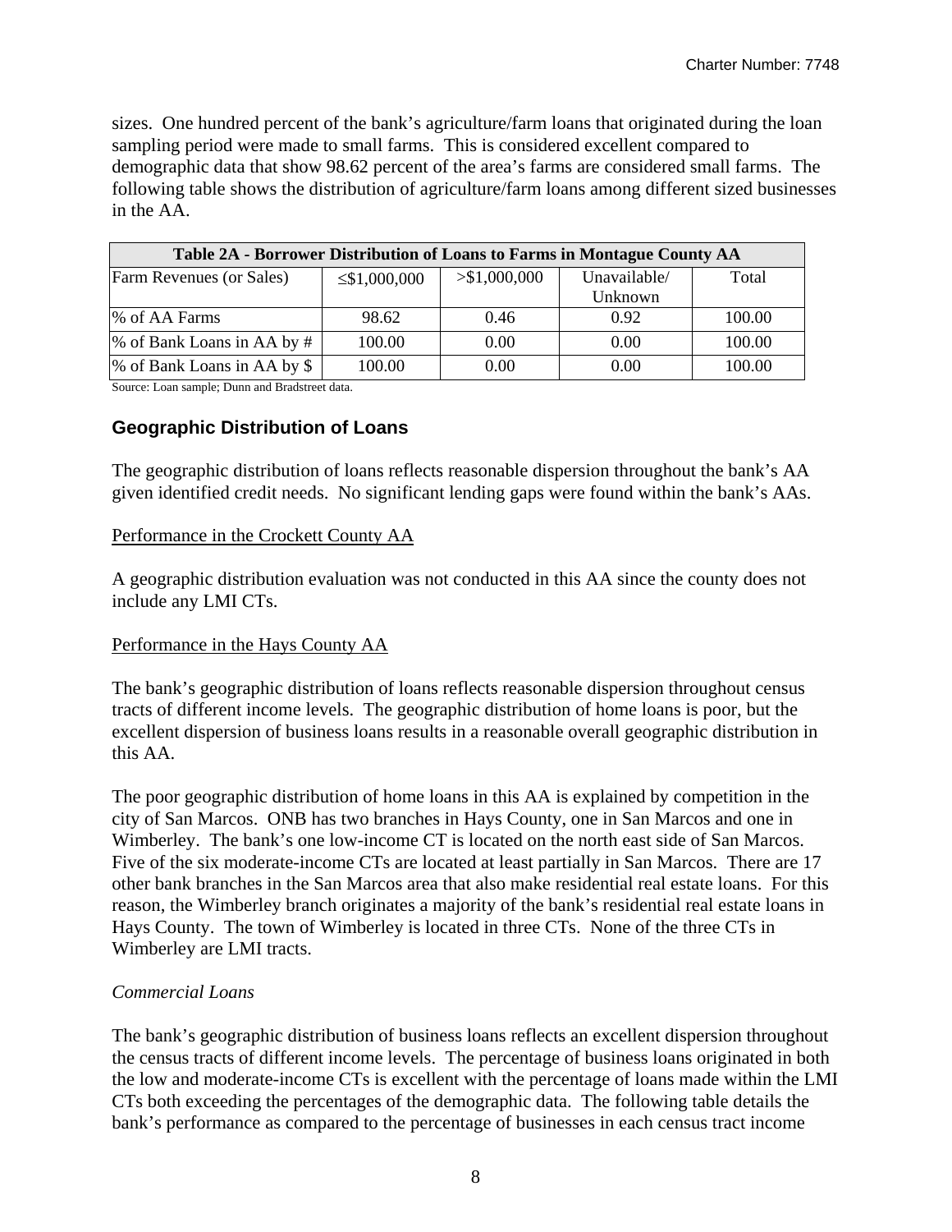sizes. One hundred percent of the bank's agriculture/farm loans that originated during the loan sampling period were made to small farms. This is considered excellent compared to demographic data that show 98.62 percent of the area's farms are considered small farms. The following table shows the distribution of agriculture/farm loans among different sized businesses in the AA.

| Table 2A - Borrower Distribution of Loans to Farms in Montague County AA | | | | |
|---|---|---|---|---|
| Farm Revenues (or Sales) | ≤$1,000,000 | >$1,000,000 | Unavailable/ Unknown | Total |
| % of AA Farms | 98.62 | 0.46 | 0.92 | 100.00 |
| % of Bank Loans in AA by # | 100.00 | 0.00 | 0.00 | 100.00 |
| % of Bank Loans in AA by $ | 100.00 | 0.00 | 0.00 | 100.00 |

Source: Loan sample; Dunn and Bradstreet data.

### Geographic Distribution of Loans

The geographic distribution of loans reflects reasonable dispersion throughout the bank's AA given identified credit needs. No significant lending gaps were found within the bank's AAs.

Performance in the Crockett County AA

A geographic distribution evaluation was not conducted in this AA since the county does not include any LMI CTs.

Performance in the Hays County AA

The bank's geographic distribution of loans reflects reasonable dispersion throughout census tracts of different income levels. The geographic distribution of home loans is poor, but the excellent dispersion of business loans results in a reasonable overall geographic distribution in this AA.

The poor geographic distribution of home loans in this AA is explained by competition in the city of San Marcos. ONB has two branches in Hays County, one in San Marcos and one in Wimberley. The bank's one low-income CT is located on the north east side of San Marcos. Five of the six moderate-income CTs are located at least partially in San Marcos. There are 17 other bank branches in the San Marcos area that also make residential real estate loans. For this reason, the Wimberley branch originates a majority of the bank's residential real estate loans in Hays County. The town of Wimberley is located in three CTs. None of the three CTs in Wimberley are LMI tracts.

*Commercial Loans*

The bank's geographic distribution of business loans reflects an excellent dispersion throughout the census tracts of different income levels. The percentage of business loans originated in both the low and moderate-income CTs is excellent with the percentage of loans made within the LMI CTs both exceeding the percentages of the demographic data. The following table details the bank's performance as compared to the percentage of businesses in each census tract income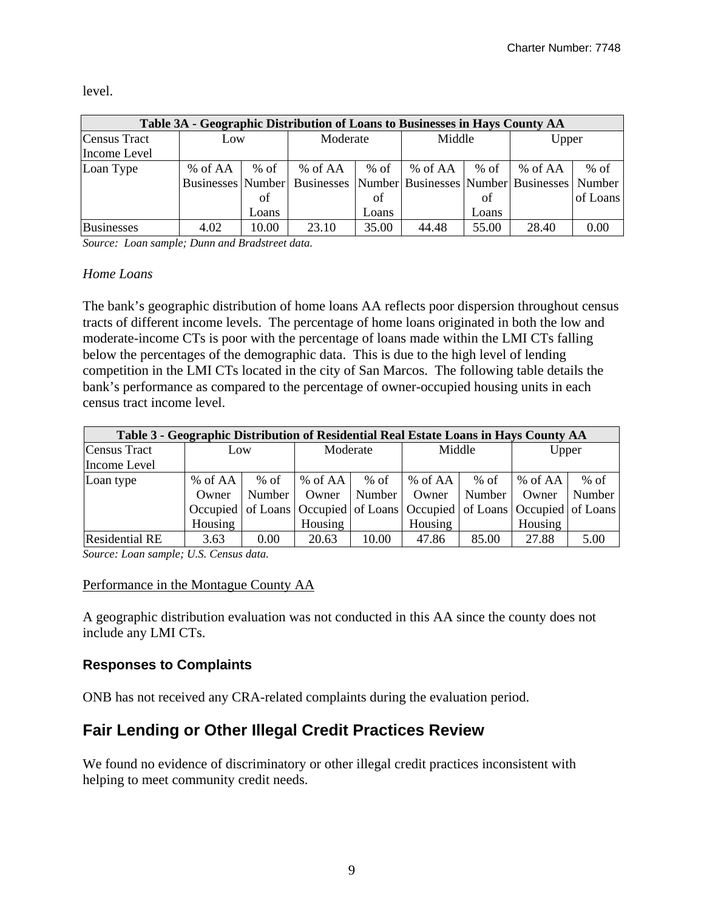level.

| Table 3A - Geographic Distribution of Loans to Businesses in Hays County AA | | | | | | | | |
|---|---|---|---|---|---|---|---|---|
| Census Tract Income Level | Low | | Moderate | | Middle | | Upper | |
| Loan Type | % of AA Businesses | % of Number of Loans | % of AA Businesses | % of Number of Loans | % of AA Businesses | % of Number of Loans | % of AA Businesses | % of Number of Loans |
| Businesses | 4.02 | 10.00 | 23.10 | 35.00 | 44.48 | 55.00 | 28.40 | 0.00 |

*Source: Loan sample; Dunn and Bradstreet data.*

*Home Loans*

The bank's geographic distribution of home loans AA reflects poor dispersion throughout census tracts of different income levels. The percentage of home loans originated in both the low and moderate-income CTs is poor with the percentage of loans made within the LMI CTs falling below the percentages of the demographic data. This is due to the high level of lending competition in the LMI CTs located in the city of San Marcos. The following table details the bank's performance as compared to the percentage of owner-occupied housing units in each census tract income level.

| Table 3 - Geographic Distribution of Residential Real Estate Loans in Hays County AA | | | | | | | | |
|---|---|---|---|---|---|---|---|---|
| Census Tract Income Level | Low | | Moderate | | Middle | | Upper | |
| Loan type | % of AA Owner Occupied Housing | % of Number of Loans | % of AA Owner Occupied Housing | % of Number of Loans | % of AA Owner Occupied Housing | % of Number of Loans | % of AA Owner Occupied Housing | % of Number of Loans |
| Residential RE | 3.63 | 0.00 | 20.63 | 10.00 | 47.86 | 85.00 | 27.88 | 5.00 |

*Source: Loan sample; U.S. Census data.*

Performance in the Montague County AA

A geographic distribution evaluation was not conducted in this AA since the county does not include any LMI CTs.

### Responses to Complaints

ONB has not received any CRA-related complaints during the evaluation period.

## Fair Lending or Other Illegal Credit Practices Review

We found no evidence of discriminatory or other illegal credit practices inconsistent with helping to meet community credit needs.